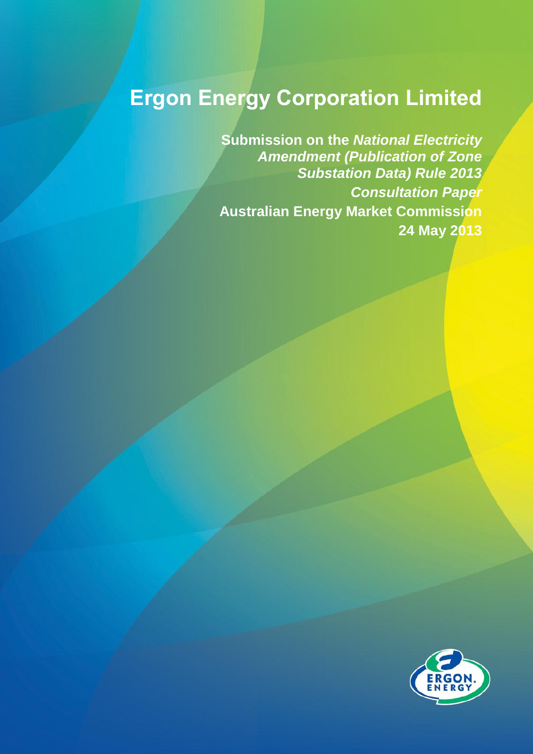# Ergon Energy Corporation Limited

**Submission on the *National Electricity Amendment (Publication of Zone Substation Data) Rule 2013 Consultation Paper***

**Australian Energy Market Commission**

**24 May 2013**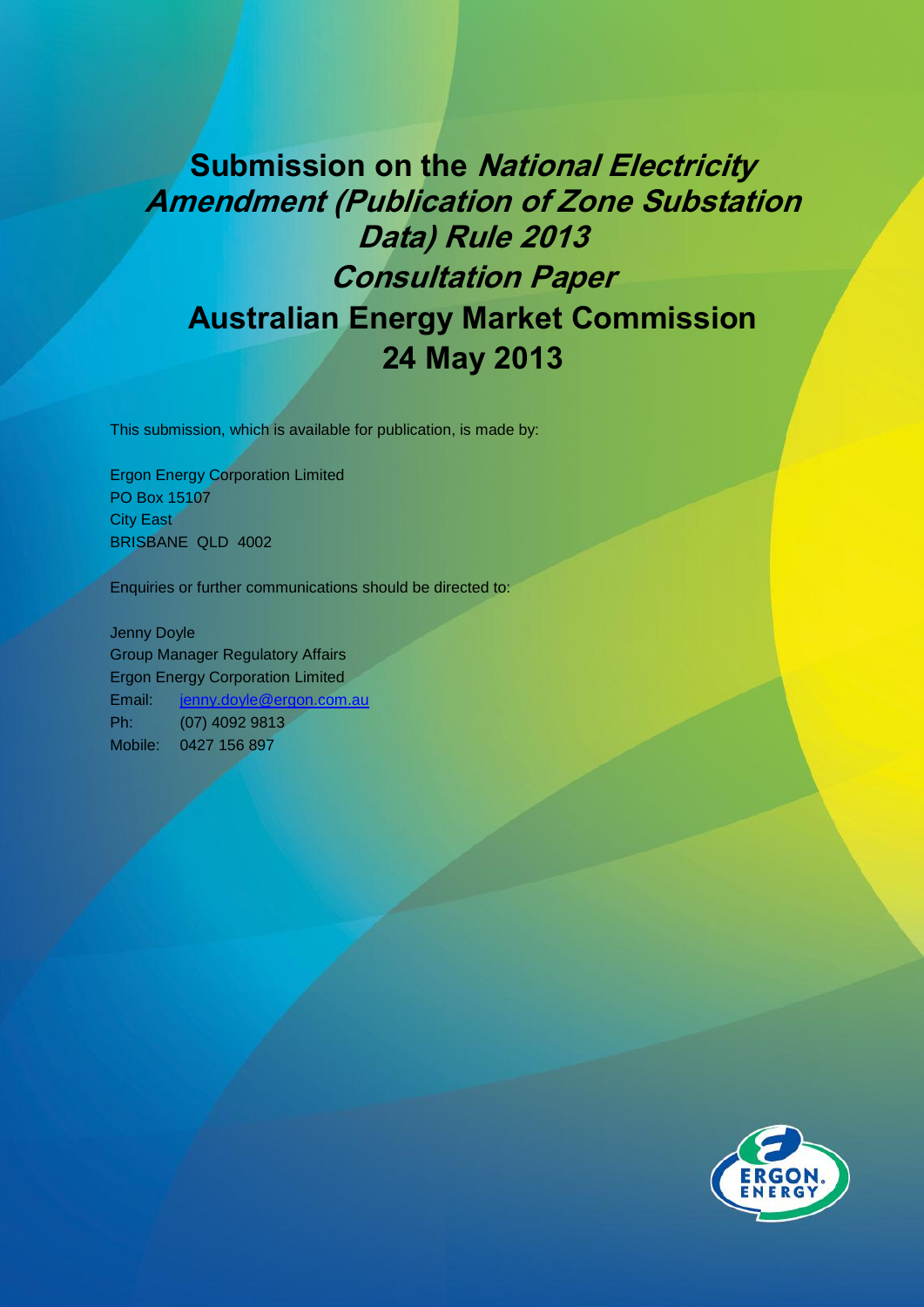# Submission on the *National Electricity Amendment (Publication of Zone Substation Data) Rule 2013 Consultation Paper*

# Australian Energy Market Commission

# 24 May 2013

This submission, which is available for publication, is made by:

Ergon Energy Corporation Limited
PO Box 15107
City East
BRISBANE QLD 4002

Enquiries or further communications should be directed to:

Jenny Doyle
Group Manager Regulatory Affairs
Ergon Energy Corporation Limited
Email: jenny.doyle@ergon.com.au
Ph: (07) 4092 9813
Mobile: 0427 156 897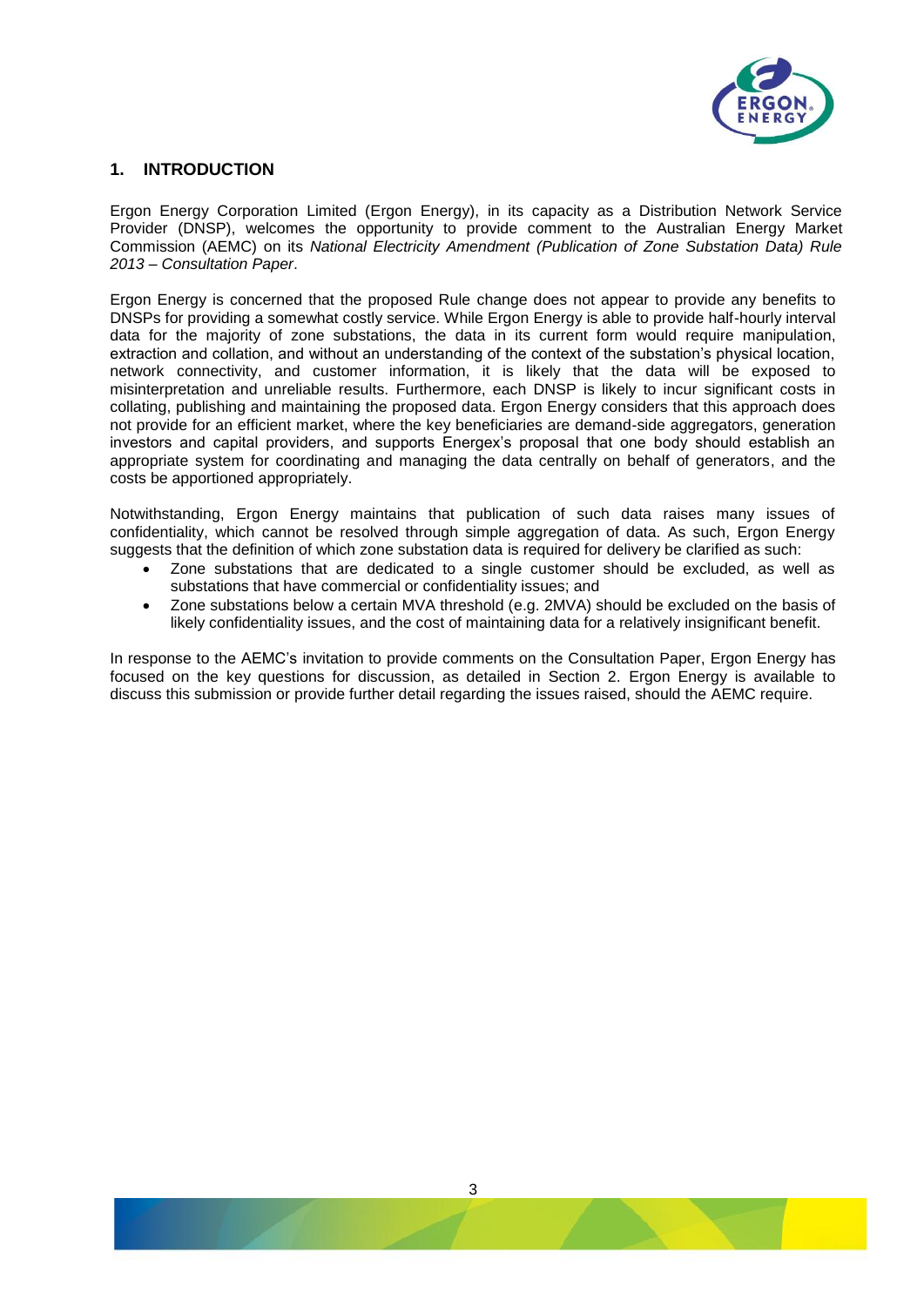## 1. INTRODUCTION

Ergon Energy Corporation Limited (Ergon Energy), in its capacity as a Distribution Network Service Provider (DNSP), welcomes the opportunity to provide comment to the Australian Energy Market Commission (AEMC) on its *National Electricity Amendment (Publication of Zone Substation Data) Rule 2013 – Consultation Paper*.

Ergon Energy is concerned that the proposed Rule change does not appear to provide any benefits to DNSPs for providing a somewhat costly service. While Ergon Energy is able to provide half-hourly interval data for the majority of zone substations, the data in its current form would require manipulation, extraction and collation, and without an understanding of the context of the substation's physical location, network connectivity, and customer information, it is likely that the data will be exposed to misinterpretation and unreliable results. Furthermore, each DNSP is likely to incur significant costs in collating, publishing and maintaining the proposed data. Ergon Energy considers that this approach does not provide for an efficient market, where the key beneficiaries are demand-side aggregators, generation investors and capital providers, and supports Energex's proposal that one body should establish an appropriate system for coordinating and managing the data centrally on behalf of generators, and the costs be apportioned appropriately.

Notwithstanding, Ergon Energy maintains that publication of such data raises many issues of confidentiality, which cannot be resolved through simple aggregation of data. As such, Ergon Energy suggests that the definition of which zone substation data is required for delivery be clarified as such:

- Zone substations that are dedicated to a single customer should be excluded, as well as substations that have commercial or confidentiality issues; and
- Zone substations below a certain MVA threshold (e.g. 2MVA) should be excluded on the basis of likely confidentiality issues, and the cost of maintaining data for a relatively insignificant benefit.

In response to the AEMC's invitation to provide comments on the Consultation Paper, Ergon Energy has focused on the key questions for discussion, as detailed in Section 2. Ergon Energy is available to discuss this submission or provide further detail regarding the issues raised, should the AEMC require.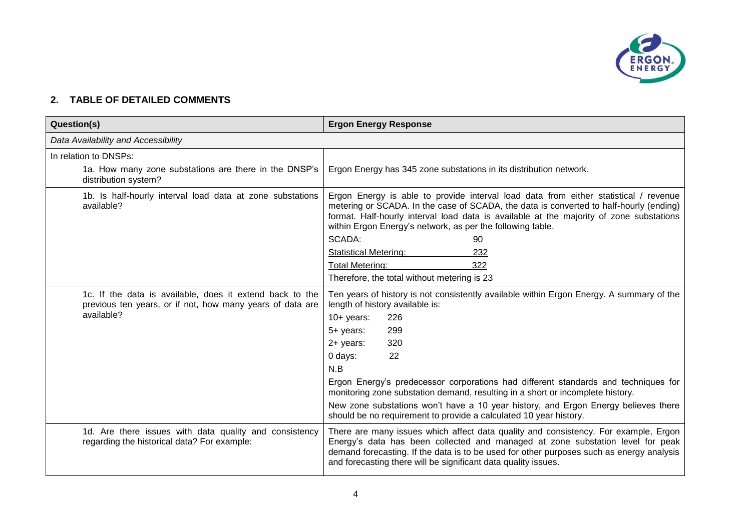## 2. TABLE OF DETAILED COMMENTS

| Question(s) | Ergon Energy Response |
|---|---|
| *Data Availability and Accessibility* | |
| In relation to DNSPs:<br>1a. How many zone substations are there in the DNSP's distribution system? | Ergon Energy has 345 zone substations in its distribution network. |
| 1b. Is half-hourly interval load data at zone substations available? | Ergon Energy is able to provide interval load data from either statistical / revenue metering or SCADA. In the case of SCADA, the data is converted to half-hourly (ending) format. Half-hourly interval load data is available at the majority of zone substations within Ergon Energy's network, as per the following table.<br>SCADA: 90<br>Statistical Metering: 232<br>Total Metering: 322<br>Therefore, the total without metering is 23 |
| 1c. If the data is available, does it extend back to the previous ten years, or if not, how many years of data are available? | Ten years of history is not consistently available within Ergon Energy. A summary of the length of history available is:<br>10+ years: 226<br>5+ years: 299<br>2+ years: 320<br>0 days: 22<br>N.B<br>Ergon Energy's predecessor corporations had different standards and techniques for monitoring zone substation demand, resulting in a short or incomplete history.<br>New zone substations won't have a 10 year history, and Ergon Energy believes there should be no requirement to provide a calculated 10 year history. |
| 1d. Are there issues with data quality and consistency regarding the historical data? For example: | There are many issues which affect data quality and consistency. For example, Ergon Energy's data has been collected and managed at zone substation level for peak demand forecasting. If the data is to be used for other purposes such as energy analysis and forecasting there will be significant data quality issues. |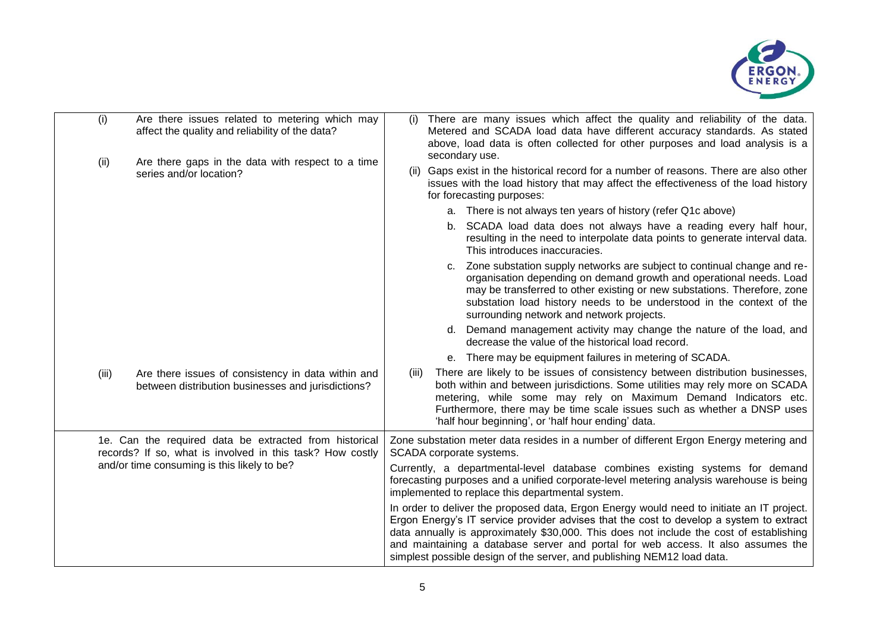| | |
|---|---|
| (i) Are there issues related to metering which may affect the quality and reliability of the data?<br><br>(ii) Are there gaps in the data with respect to a time series and/or location?<br><br>(iii) Are there issues of consistency in data within and between distribution businesses and jurisdictions? | (i) There are many issues which affect the quality and reliability of the data. Metered and SCADA load data have different accuracy standards. As stated above, load data is often collected for other purposes and load analysis is a secondary use.<br><br>(ii) Gaps exist in the historical record for a number of reasons. There are also other issues with the load history that may affect the effectiveness of the load history for forecasting purposes:<br><br>a. There is not always ten years of history (refer Q1c above)<br><br>b. SCADA load data does not always have a reading every half hour, resulting in the need to interpolate data points to generate interval data. This introduces inaccuracies.<br><br>c. Zone substation supply networks are subject to continual change and re-organisation depending on demand growth and operational needs. Load may be transferred to other existing or new substations. Therefore, zone substation load history needs to be understood in the context of the surrounding network and network projects.<br><br>d. Demand management activity may change the nature of the load, and decrease the value of the historical load record.<br><br>e. There may be equipment failures in metering of SCADA.<br><br>(iii) There are likely to be issues of consistency between distribution businesses, both within and between jurisdictions. Some utilities may rely more on SCADA metering, while some may rely on Maximum Demand Indicators etc. Furthermore, there may be time scale issues such as whether a DNSP uses 'half hour beginning', or 'half hour ending' data. |
| 1e. Can the required data be extracted from historical records? If so, what is involved in this task? How costly and/or time consuming is this likely to be? | Zone substation meter data resides in a number of different Ergon Energy metering and SCADA corporate systems.<br><br>Currently, a departmental-level database combines existing systems for demand forecasting purposes and a unified corporate-level metering analysis warehouse is being implemented to replace this departmental system.<br><br>In order to deliver the proposed data, Ergon Energy would need to initiate an IT project. Ergon Energy's IT service provider advises that the cost to develop a system to extract data annually is approximately $30,000. This does not include the cost of establishing and maintaining a database server and portal for web access. It also assumes the simplest possible design of the server, and publishing NEM12 load data. |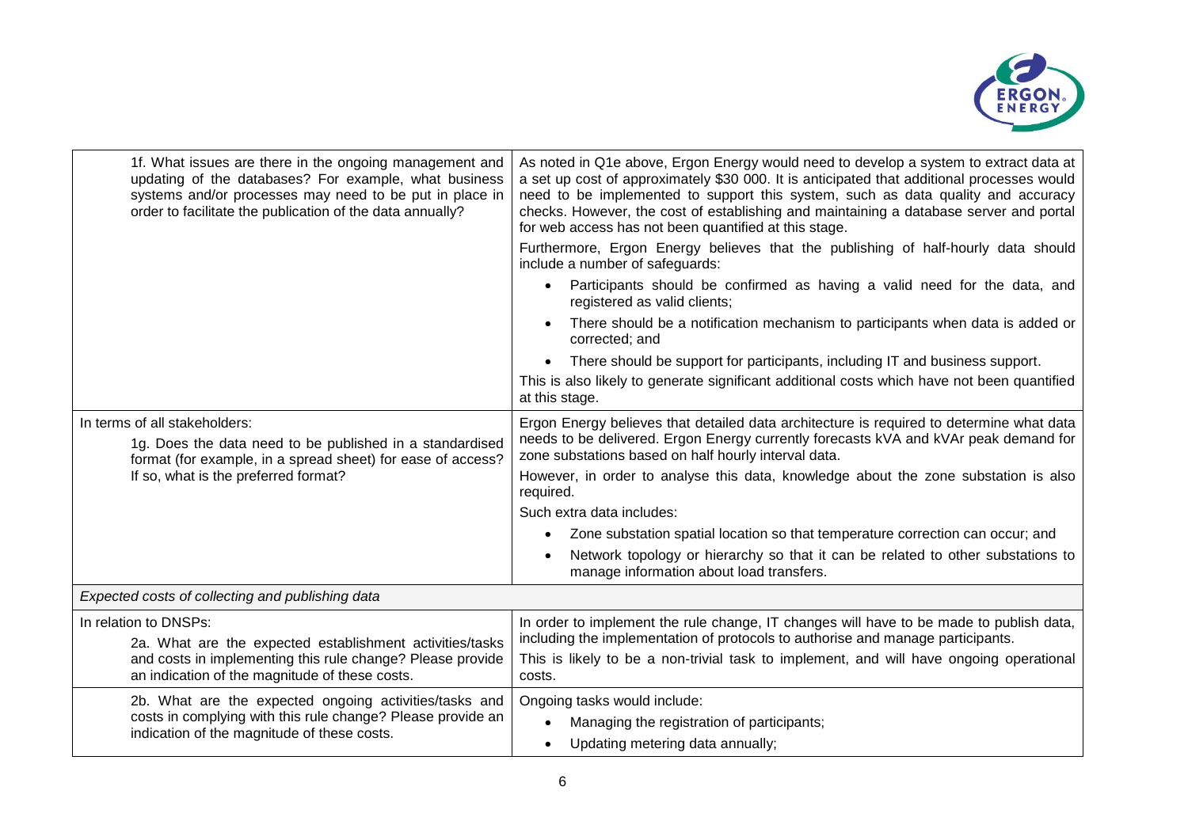| | |
|---|---|
| 1f. What issues are there in the ongoing management and updating of the databases? For example, what business systems and/or processes may need to be put in place in order to facilitate the publication of the data annually? | As noted in Q1e above, Ergon Energy would need to develop a system to extract data at a set up cost of approximately $30 000. It is anticipated that additional processes would need to be implemented to support this system, such as data quality and accuracy checks. However, the cost of establishing and maintaining a database server and portal for web access has not been quantified at this stage.<br><br>Furthermore, Ergon Energy believes that the publishing of half-hourly data should include a number of safeguards:<br>• Participants should be confirmed as having a valid need for the data, and registered as valid clients;<br>• There should be a notification mechanism to participants when data is added or corrected; and<br>• There should be support for participants, including IT and business support.<br><br>This is also likely to generate significant additional costs which have not been quantified at this stage. |
| In terms of all stakeholders:<br><br>1g. Does the data need to be published in a standardised format (for example, in a spread sheet) for ease of access? If so, what is the preferred format? | Ergon Energy believes that detailed data architecture is required to determine what data needs to be delivered. Ergon Energy currently forecasts kVA and kVAr peak demand for zone substations based on half hourly interval data.<br><br>However, in order to analyse this data, knowledge about the zone substation is also required.<br><br>Such extra data includes:<br>• Zone substation spatial location so that temperature correction can occur; and<br>• Network topology or hierarchy so that it can be related to other substations to manage information about load transfers. |
| *Expected costs of collecting and publishing data* | |
| In relation to DNSPs:<br><br>2a. What are the expected establishment activities/tasks and costs in implementing this rule change? Please provide an indication of the magnitude of these costs. | In order to implement the rule change, IT changes will have to be made to publish data, including the implementation of protocols to authorise and manage participants.<br><br>This is likely to be a non-trivial task to implement, and will have ongoing operational costs. |
| 2b. What are the expected ongoing activities/tasks and costs in complying with this rule change? Please provide an indication of the magnitude of these costs. | Ongoing tasks would include:<br>• Managing the registration of participants;<br>• Updating metering data annually; |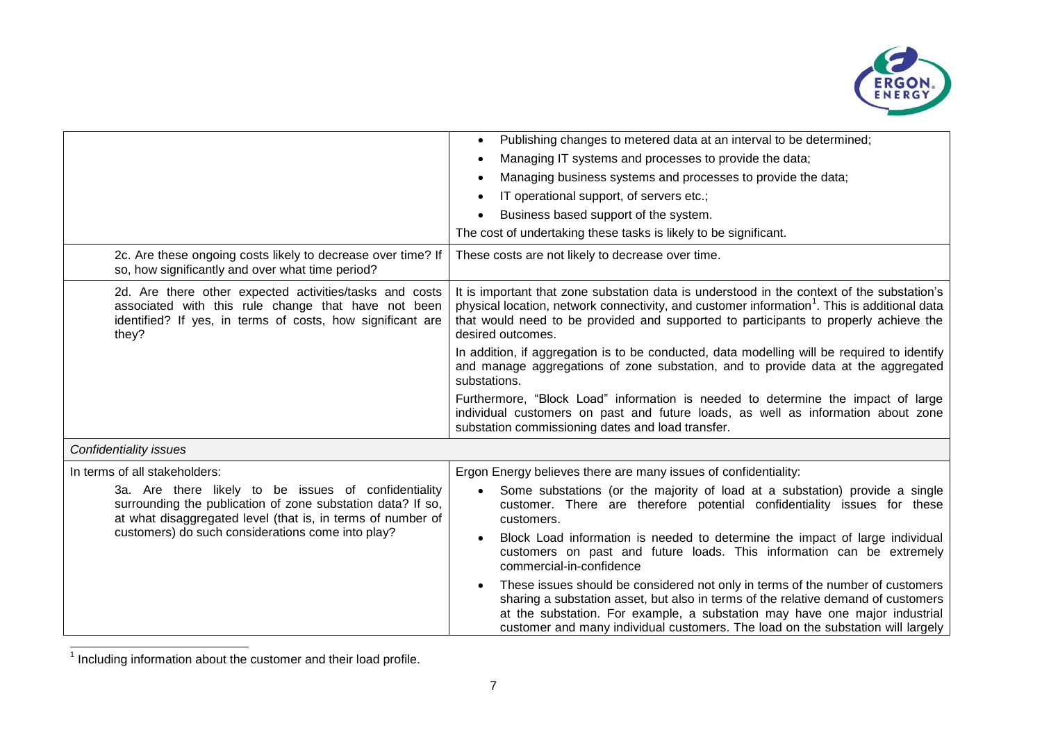| | |
|---|---|
| | • Publishing changes to metered data at an interval to be determined;<br>• Managing IT systems and processes to provide the data;<br>• Managing business systems and processes to provide the data;<br>• IT operational support, of servers etc.;<br>• Business based support of the system.<br>The cost of undertaking these tasks is likely to be significant. |
| 2c. Are these ongoing costs likely to decrease over time? If so, how significantly and over what time period? | These costs are not likely to decrease over time. |
| 2d. Are there other expected activities/tasks and costs associated with this rule change that have not been identified? If yes, in terms of costs, how significant are they? | It is important that zone substation data is understood in the context of the substation's physical location, network connectivity, and customer information[1]. This is additional data that would need to be provided and supported to participants to properly achieve the desired outcomes.<br>In addition, if aggregation is to be conducted, data modelling will be required to identify and manage aggregations of zone substation, and to provide data at the aggregated substations.<br>Furthermore, "Block Load" information is needed to determine the impact of large individual customers on past and future loads, as well as information about zone substation commissioning dates and load transfer. |
| *Confidentiality issues* | |
| In terms of all stakeholders:<br>3a. Are there likely to be issues of confidentiality surrounding the publication of zone substation data? If so, at what disaggregated level (that is, in terms of number of customers) do such considerations come into play? | Ergon Energy believes there are many issues of confidentiality:<br>• Some substations (or the majority of load at a substation) provide a single customer. There are therefore potential confidentiality issues for these customers.<br>• Block Load information is needed to determine the impact of large individual customers on past and future loads. This information can be extremely commercial-in-confidence<br>• These issues should be considered not only in terms of the number of customers sharing a substation asset, but also in terms of the relative demand of customers at the substation. For example, a substation may have one major industrial customer and many individual customers. The load on the substation will largely |

[1] Including information about the customer and their load profile.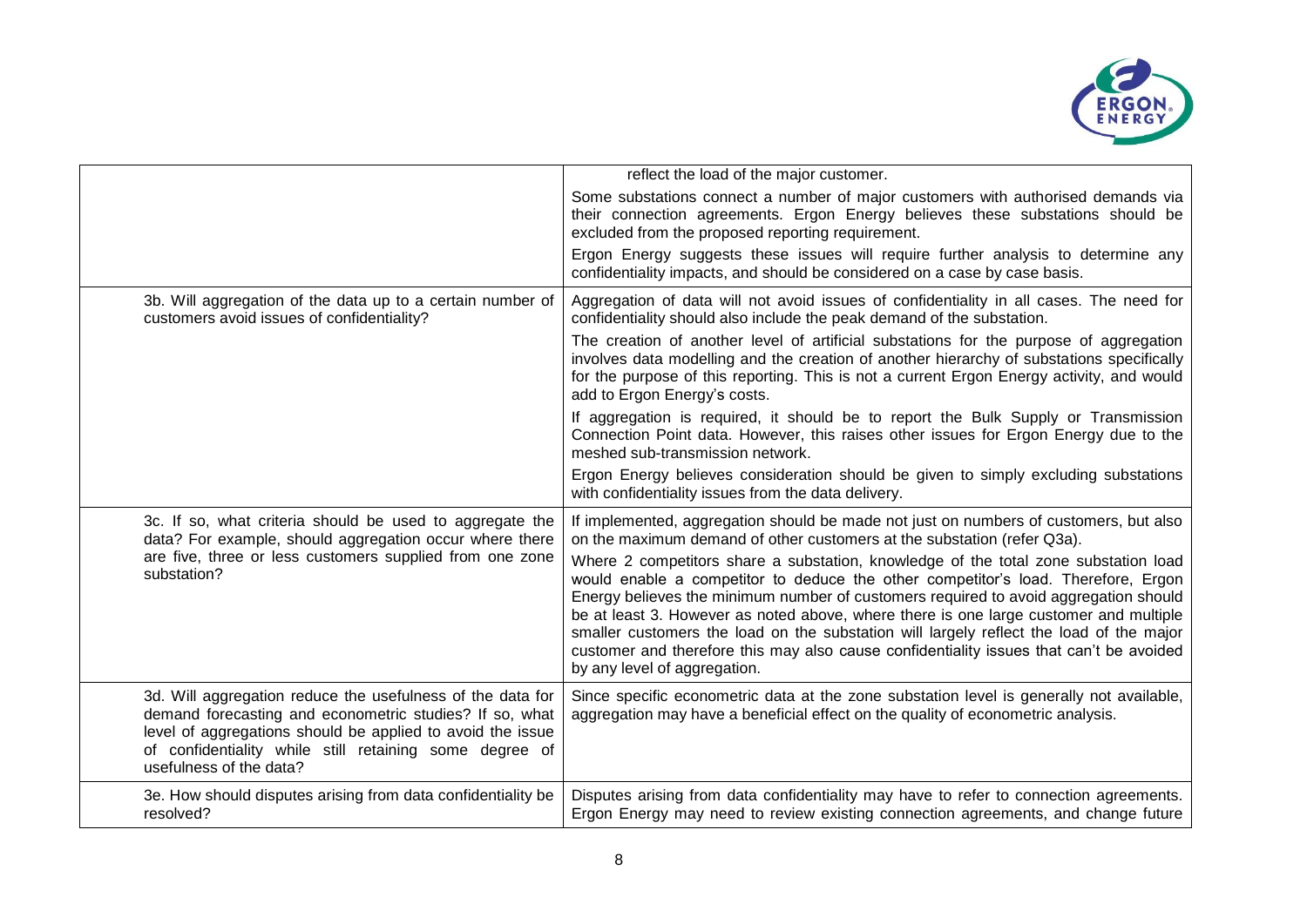| | |
|---|---|
| | reflect the load of the major customer.<br><br>Some substations connect a number of major customers with authorised demands via their connection agreements. Ergon Energy believes these substations should be excluded from the proposed reporting requirement.<br><br>Ergon Energy suggests these issues will require further analysis to determine any confidentiality impacts, and should be considered on a case by case basis. |
| 3b. Will aggregation of the data up to a certain number of customers avoid issues of confidentiality? | Aggregation of data will not avoid issues of confidentiality in all cases. The need for confidentiality should also include the peak demand of the substation.<br><br>The creation of another level of artificial substations for the purpose of aggregation involves data modelling and the creation of another hierarchy of substations specifically for the purpose of this reporting. This is not a current Ergon Energy activity, and would add to Ergon Energy's costs.<br><br>If aggregation is required, it should be to report the Bulk Supply or Transmission Connection Point data. However, this raises other issues for Ergon Energy due to the meshed sub-transmission network.<br><br>Ergon Energy believes consideration should be given to simply excluding substations with confidentiality issues from the data delivery. |
| 3c. If so, what criteria should be used to aggregate the data? For example, should aggregation occur where there are five, three or less customers supplied from one zone substation? | If implemented, aggregation should be made not just on numbers of customers, but also on the maximum demand of other customers at the substation (refer Q3a).<br><br>Where 2 competitors share a substation, knowledge of the total zone substation load would enable a competitor to deduce the other competitor's load. Therefore, Ergon Energy believes the minimum number of customers required to avoid aggregation should be at least 3. However as noted above, where there is one large customer and multiple smaller customers the load on the substation will largely reflect the load of the major customer and therefore this may also cause confidentiality issues that can't be avoided by any level of aggregation. |
| 3d. Will aggregation reduce the usefulness of the data for demand forecasting and econometric studies? If so, what level of aggregations should be applied to avoid the issue of confidentiality while still retaining some degree of usefulness of the data? | Since specific econometric data at the zone substation level is generally not available, aggregation may have a beneficial effect on the quality of econometric analysis. |
| 3e. How should disputes arising from data confidentiality be resolved? | Disputes arising from data confidentiality may have to refer to connection agreements. Ergon Energy may need to review existing connection agreements, and change future |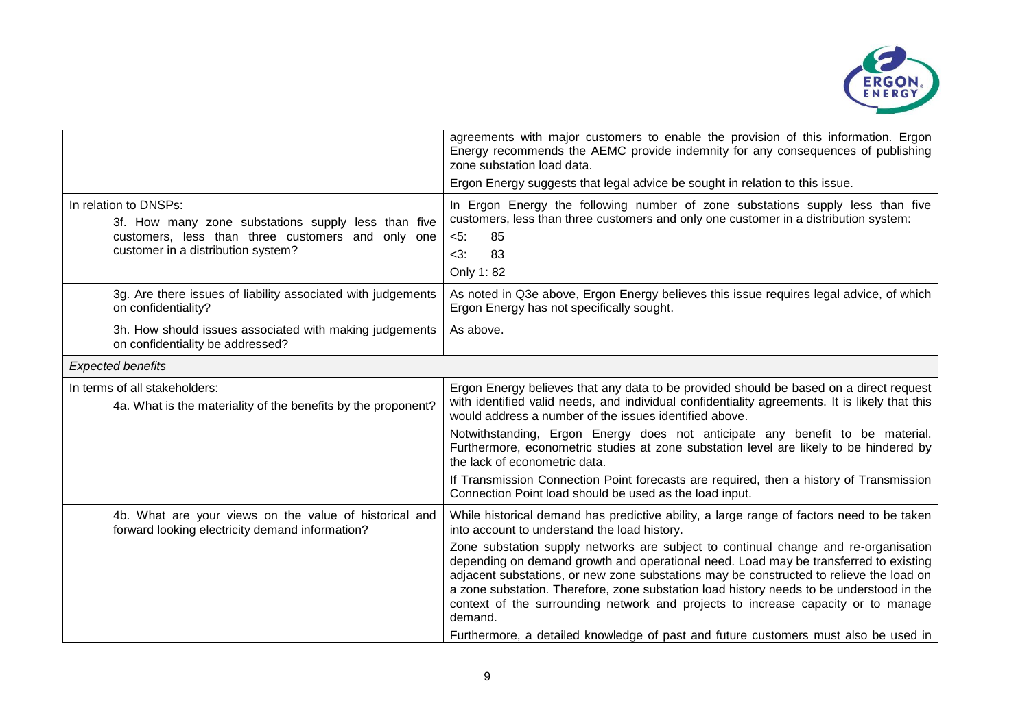| | |
|---|---|
| | agreements with major customers to enable the provision of this information. Ergon Energy recommends the AEMC provide indemnity for any consequences of publishing zone substation load data.<br><br>Ergon Energy suggests that legal advice be sought in relation to this issue. |
| In relation to DNSPs:<br><br>3f. How many zone substations supply less than five customers, less than three customers and only one customer in a distribution system? | In Ergon Energy the following number of zone substations supply less than five customers, less than three customers and only one customer in a distribution system:<br><br><5: 85<br><br><3: 83<br><br>Only 1: 82 |
| 3g. Are there issues of liability associated with judgements on confidentiality? | As noted in Q3e above, Ergon Energy believes this issue requires legal advice, of which Ergon Energy has not specifically sought. |
| 3h. How should issues associated with making judgements on confidentiality be addressed? | As above. |
| *Expected benefits* | |
| In terms of all stakeholders:<br><br>4a. What is the materiality of the benefits by the proponent? | Ergon Energy believes that any data to be provided should be based on a direct request with identified valid needs, and individual confidentiality agreements. It is likely that this would address a number of the issues identified above.<br><br>Notwithstanding, Ergon Energy does not anticipate any benefit to be material. Furthermore, econometric studies at zone substation level are likely to be hindered by the lack of econometric data.<br><br>If Transmission Connection Point forecasts are required, then a history of Transmission Connection Point load should be used as the load input. |
| 4b. What are your views on the value of historical and forward looking electricity demand information? | While historical demand has predictive ability, a large range of factors need to be taken into account to understand the load history.<br><br>Zone substation supply networks are subject to continual change and re-organisation depending on demand growth and operational need. Load may be transferred to existing adjacent substations, or new zone substations may be constructed to relieve the load on a zone substation. Therefore, zone substation load history needs to be understood in the context of the surrounding network and projects to increase capacity or to manage demand.<br><br>Furthermore, a detailed knowledge of past and future customers must also be used in |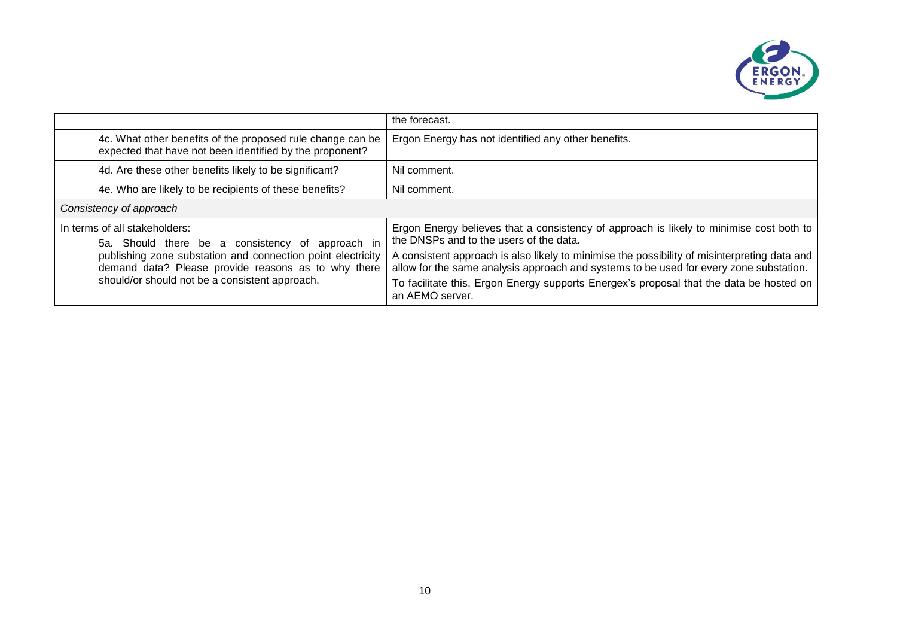| | |
|---|---|
| | the forecast. |
| 4c. What other benefits of the proposed rule change can be expected that have not been identified by the proponent? | Ergon Energy has not identified any other benefits. |
| 4d. Are these other benefits likely to be significant? | Nil comment. |
| 4e. Who are likely to be recipients of these benefits? | Nil comment. |
| *Consistency of approach* | |
| In terms of all stakeholders:<br>5a. Should there be a consistency of approach in publishing zone substation and connection point electricity demand data? Please provide reasons as to why there should/or should not be a consistent approach. | Ergon Energy believes that a consistency of approach is likely to minimise cost both to the DNSPs and to the users of the data.<br>A consistent approach is also likely to minimise the possibility of misinterpreting data and allow for the same analysis approach and systems to be used for every zone substation.<br>To facilitate this, Ergon Energy supports Energex's proposal that the data be hosted on an AEMO server. |